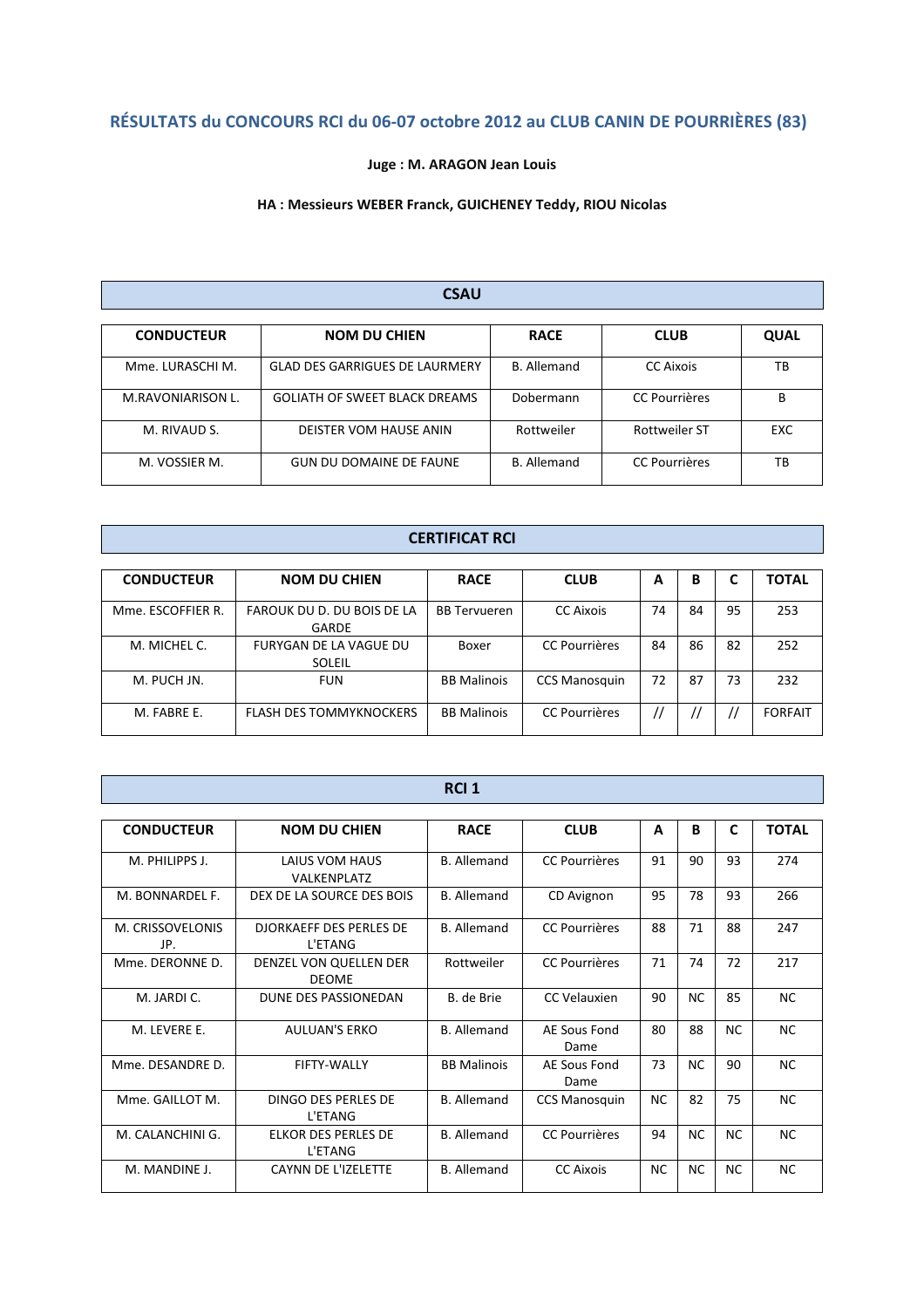# RÉSULTATS du CONCOURS RCI du 06-07 octobre 2012 au CLUB CANIN DE POURRIÈRES (83)

**Juge : M. ARAGON Jean Louis**

**HA : Messieurs WEBER Franck, GUICHENEY Teddy, RIOU Nicolas**

## CSAU

| CONDUCTEUR | NOM DU CHIEN | RACE | CLUB | QUAL |
|---|---|---|---|---|
| Mme. LURASCHI M. | GLAD DES GARRIGUES DE LAURMERY | B. Allemand | CC Aixois | TB |
| M.RAVONIARISON L. | GOLIATH OF SWEET BLACK DREAMS | Dobermann | CC Pourrières | B |
| M. RIVAUD S. | DEISTER VOM HAUSE ANIN | Rottweiler | Rottweiler ST | EXC |
| M. VOSSIER M. | GUN DU DOMAINE DE FAUNE | B. Allemand | CC Pourrières | TB |

## CERTIFICAT RCI

| CONDUCTEUR | NOM DU CHIEN | RACE | CLUB | A | B | C | TOTAL |
|---|---|---|---|---|---|---|---|
| Mme. ESCOFFIER R. | FAROUK DU D. DU BOIS DE LA GARDE | BB Tervueren | CC Aixois | 74 | 84 | 95 | 253 |
| M. MICHEL C. | FURYGAN DE LA VAGUE DU SOLEIL | Boxer | CC Pourrières | 84 | 86 | 82 | 252 |
| M. PUCH JN. | FUN | BB Malinois | CCS Manosquin | 72 | 87 | 73 | 232 |
| M. FABRE E. | FLASH DES TOMMYKNOCKERS | BB Malinois | CC Pourrières | // | // | // | FORFAIT |

## RCI 1

| CONDUCTEUR | NOM DU CHIEN | RACE | CLUB | A | B | C | TOTAL |
|---|---|---|---|---|---|---|---|
| M. PHILIPPS J. | LAIUS VOM HAUS VALKENPLATZ | B. Allemand | CC Pourrières | 91 | 90 | 93 | 274 |
| M. BONNARDEL F. | DEX DE LA SOURCE DES BOIS | B. Allemand | CD Avignon | 95 | 78 | 93 | 266 |
| M. CRISSOVELONIS JP. | DJORKAEFF DES PERLES DE L'ETANG | B. Allemand | CC Pourrières | 88 | 71 | 88 | 247 |
| Mme. DERONNE D. | DENZEL VON QUELLEN DER DEOME | Rottweiler | CC Pourrières | 71 | 74 | 72 | 217 |
| M. JARDI C. | DUNE DES PASSIONEDAN | B. de Brie | CC Velauxien | 90 | NC | 85 | NC |
| M. LEVERE E. | AULUAN'S ERKO | B. Allemand | AE Sous Fond Dame | 80 | 88 | NC | NC |
| Mme. DESANDRE D. | FIFTY-WALLY | BB Malinois | AE Sous Fond Dame | 73 | NC | 90 | NC |
| Mme. GAILLOT M. | DINGO DES PERLES DE L'ETANG | B. Allemand | CCS Manosquin | NC | 82 | 75 | NC |
| M. CALANCHINI G. | ELKOR DES PERLES DE L'ETANG | B. Allemand | CC Pourrières | 94 | NC | NC | NC |
| M. MANDINE J. | CAYNN DE L'IZELETTE | B. Allemand | CC Aixois | NC | NC | NC | NC |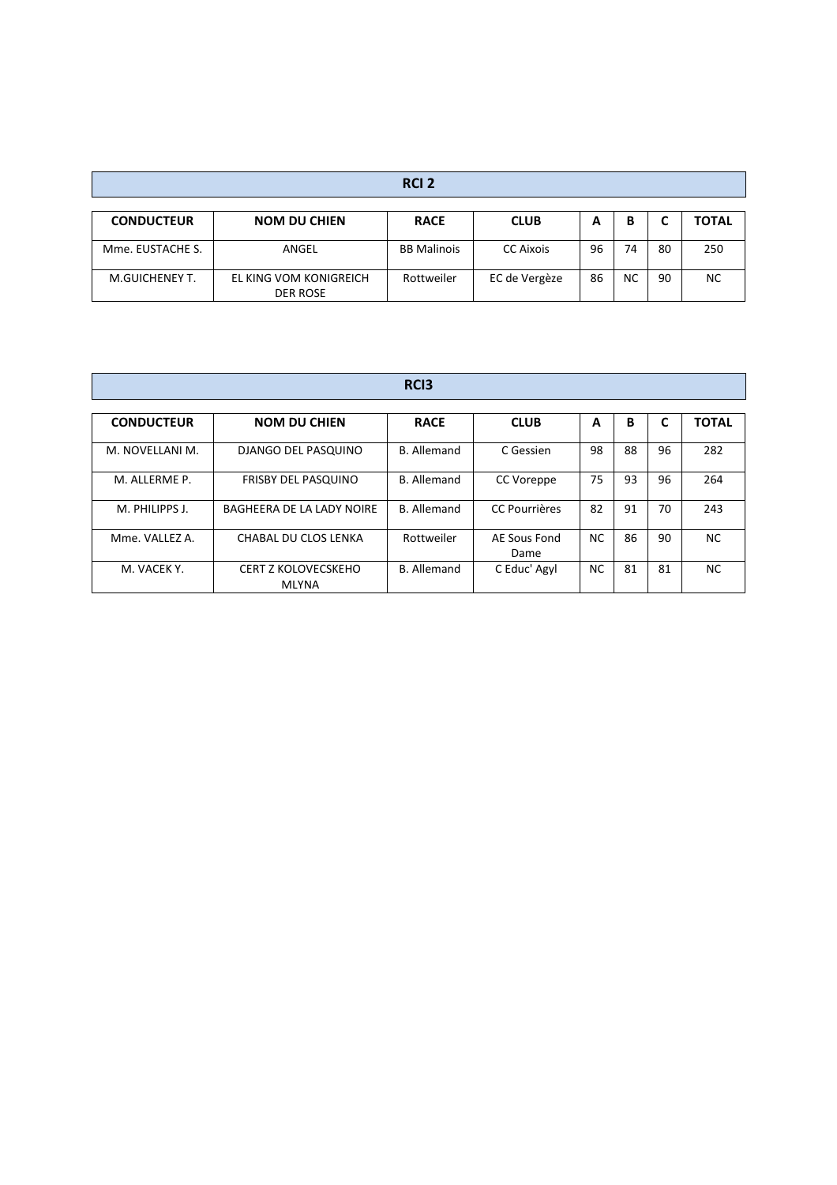## RCI 2

| CONDUCTEUR | NOM DU CHIEN | RACE | CLUB | A | B | C | TOTAL |
|---|---|---|---|---|---|---|---|
| Mme. EUSTACHE S. | ANGEL | BB Malinois | CC Aixois | 96 | 74 | 80 | 250 |
| M.GUICHENEY T. | EL KING VOM KONIGREICH DER ROSE | Rottweiler | EC de Vergèze | 86 | NC | 90 | NC |

## RCI3

| CONDUCTEUR | NOM DU CHIEN | RACE | CLUB | A | B | C | TOTAL |
|---|---|---|---|---|---|---|---|
| M. NOVELLANI M. | DJANGO DEL PASQUINO | B. Allemand | C Gessien | 98 | 88 | 96 | 282 |
| M. ALLERME P. | FRISBY DEL PASQUINO | B. Allemand | CC Voreppe | 75 | 93 | 96 | 264 |
| M. PHILIPPS J. | BAGHEERA DE LA LADY NOIRE | B. Allemand | CC Pourrières | 82 | 91 | 70 | 243 |
| Mme. VALLEZ A. | CHABAL DU CLOS LENKA | Rottweiler | AE Sous Fond Dame | NC | 86 | 90 | NC |
| M. VACEK Y. | CERT Z KOLOVECSKEHO MLYNA | B. Allemand | C Educ' Agyl | NC | 81 | 81 | NC |